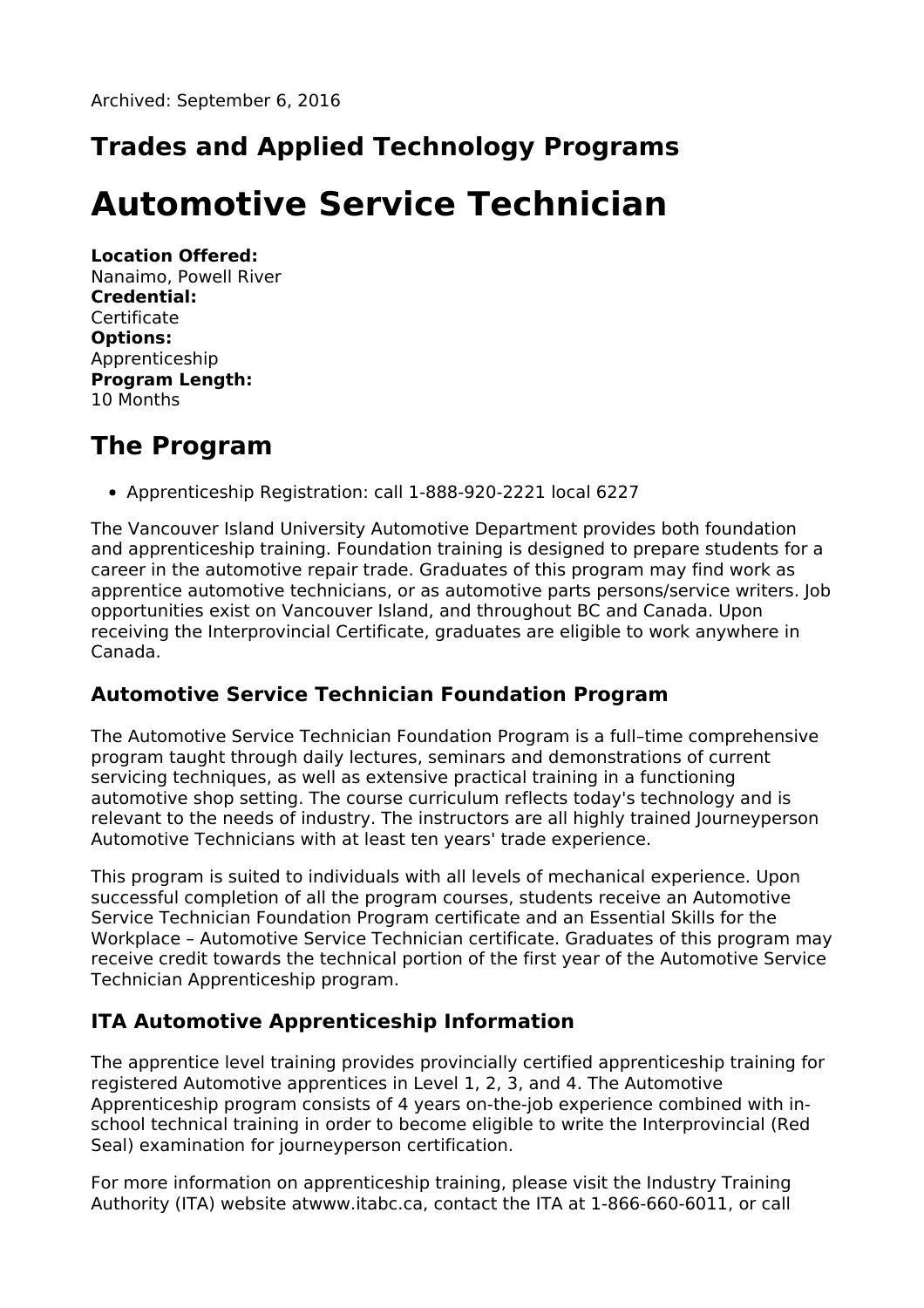Archived: September 6, 2016

## Trades and Applied Technology Programs

# Automotive Service Technician

**Location Offered:**
Nanaimo, Powell River
**Credential:**
Certificate
**Options:**
Apprenticeship
**Program Length:**
10 Months

## The Program

- Apprenticeship Registration: call 1-888-920-2221 local 6227

The Vancouver Island University Automotive Department provides both foundation and apprenticeship training. Foundation training is designed to prepare students for a career in the automotive repair trade. Graduates of this program may find work as apprentice automotive technicians, or as automotive parts persons/service writers. Job opportunities exist on Vancouver Island, and throughout BC and Canada. Upon receiving the Interprovincial Certificate, graduates are eligible to work anywhere in Canada.

### Automotive Service Technician Foundation Program

The Automotive Service Technician Foundation Program is a full–time comprehensive program taught through daily lectures, seminars and demonstrations of current servicing techniques, as well as extensive practical training in a functioning automotive shop setting. The course curriculum reflects today's technology and is relevant to the needs of industry. The instructors are all highly trained Journeyperson Automotive Technicians with at least ten years' trade experience.

This program is suited to individuals with all levels of mechanical experience. Upon successful completion of all the program courses, students receive an Automotive Service Technician Foundation Program certificate and an Essential Skills for the Workplace – Automotive Service Technician certificate. Graduates of this program may receive credit towards the technical portion of the first year of the Automotive Service Technician Apprenticeship program.

### ITA Automotive Apprenticeship Information

The apprentice level training provides provincially certified apprenticeship training for registered Automotive apprentices in Level 1, 2, 3, and 4. The Automotive Apprenticeship program consists of 4 years on-the-job experience combined with in-school technical training in order to become eligible to write the Interprovincial (Red Seal) examination for journeyperson certification.

For more information on apprenticeship training, please visit the Industry Training Authority (ITA) website atwww.itabc.ca, contact the ITA at 1-866-660-6011, or call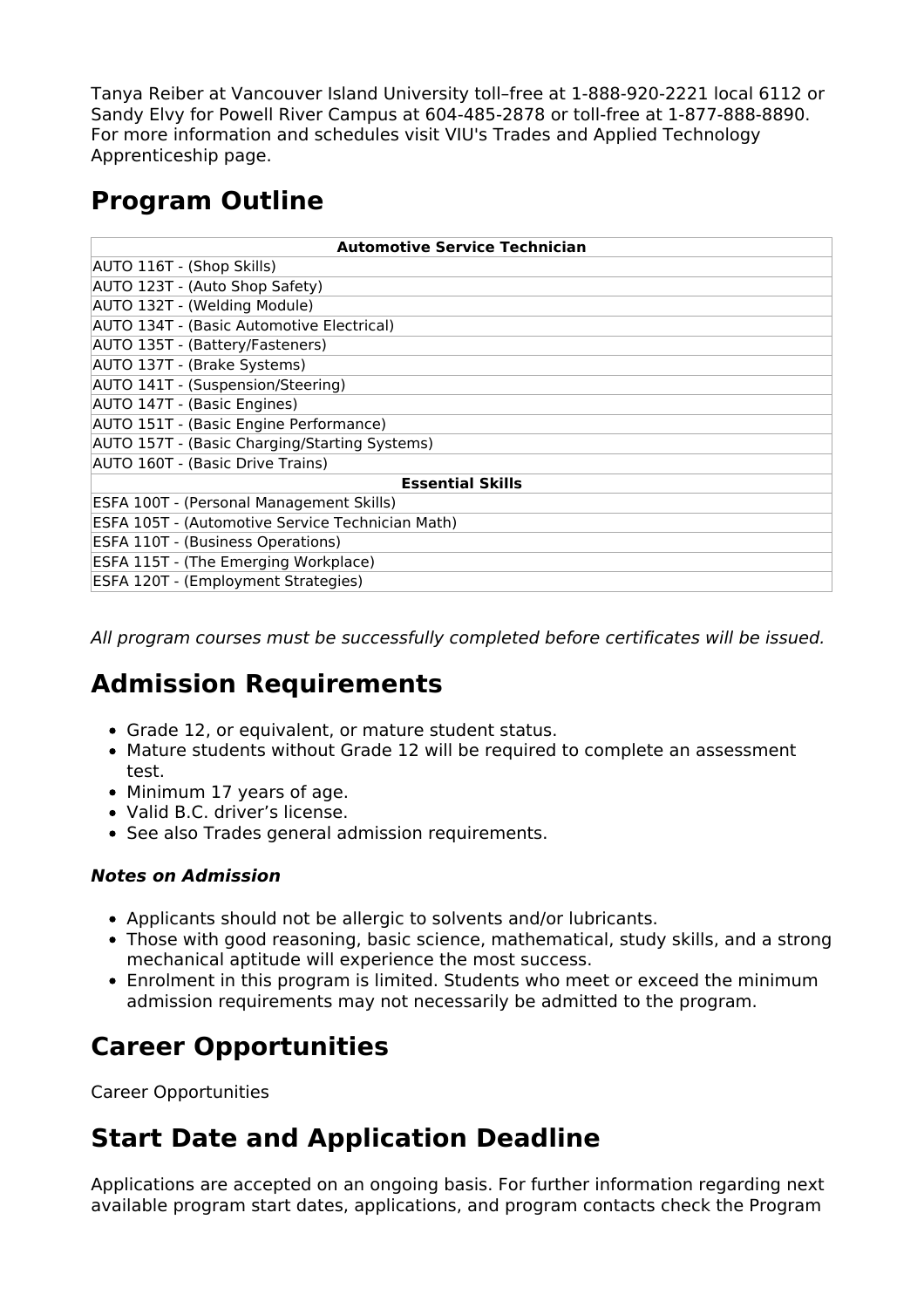Tanya Reiber at Vancouver Island University toll–free at 1-888-920-2221 local 6112 or Sandy Elvy for Powell River Campus at 604-485-2878 or toll-free at 1-877-888-8890. For more information and schedules visit VIU's Trades and Applied Technology Apprenticeship page.

## Program Outline

| Automotive Service Technician |
|---|
| AUTO 116T - (Shop Skills) |
| AUTO 123T - (Auto Shop Safety) |
| AUTO 132T - (Welding Module) |
| AUTO 134T - (Basic Automotive Electrical) |
| AUTO 135T - (Battery/Fasteners) |
| AUTO 137T - (Brake Systems) |
| AUTO 141T - (Suspension/Steering) |
| AUTO 147T - (Basic Engines) |
| AUTO 151T - (Basic Engine Performance) |
| AUTO 157T - (Basic Charging/Starting Systems) |
| AUTO 160T - (Basic Drive Trains) |
| **Essential Skills** |
| ESFA 100T - (Personal Management Skills) |
| ESFA 105T - (Automotive Service Technician Math) |
| ESFA 110T - (Business Operations) |
| ESFA 115T - (The Emerging Workplace) |
| ESFA 120T - (Employment Strategies) |

*All program courses must be successfully completed before certificates will be issued.*

## Admission Requirements

- Grade 12, or equivalent, or mature student status.
- Mature students without Grade 12 will be required to complete an assessment test.
- Minimum 17 years of age.
- Valid B.C. driver's license.
- See also Trades general admission requirements.

### *Notes on Admission*

- Applicants should not be allergic to solvents and/or lubricants.
- Those with good reasoning, basic science, mathematical, study skills, and a strong mechanical aptitude will experience the most success.
- Enrolment in this program is limited. Students who meet or exceed the minimum admission requirements may not necessarily be admitted to the program.

## Career Opportunities

Career Opportunities

## Start Date and Application Deadline

Applications are accepted on an ongoing basis. For further information regarding next available program start dates, applications, and program contacts check the Program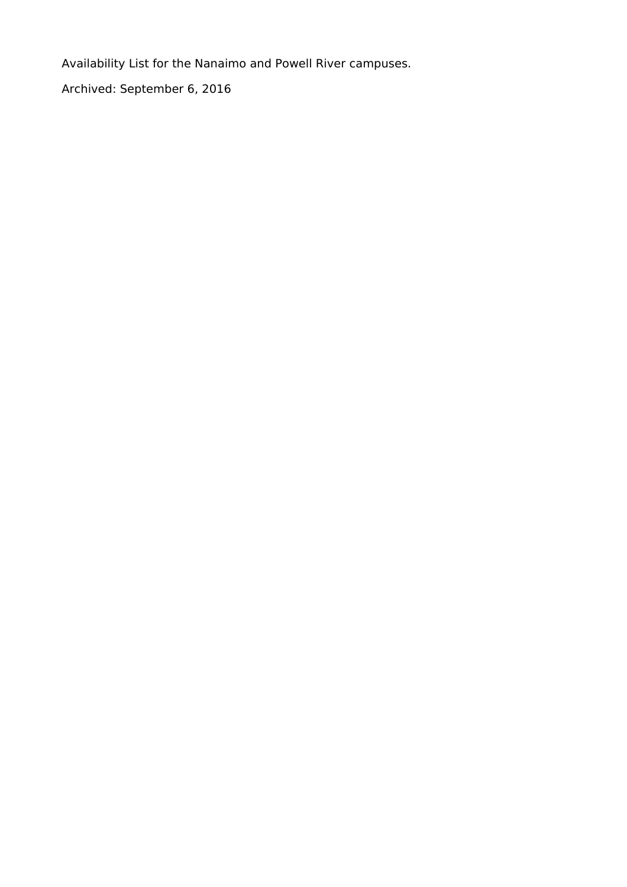Availability List for the Nanaimo and Powell River campuses.

Archived: September 6, 2016